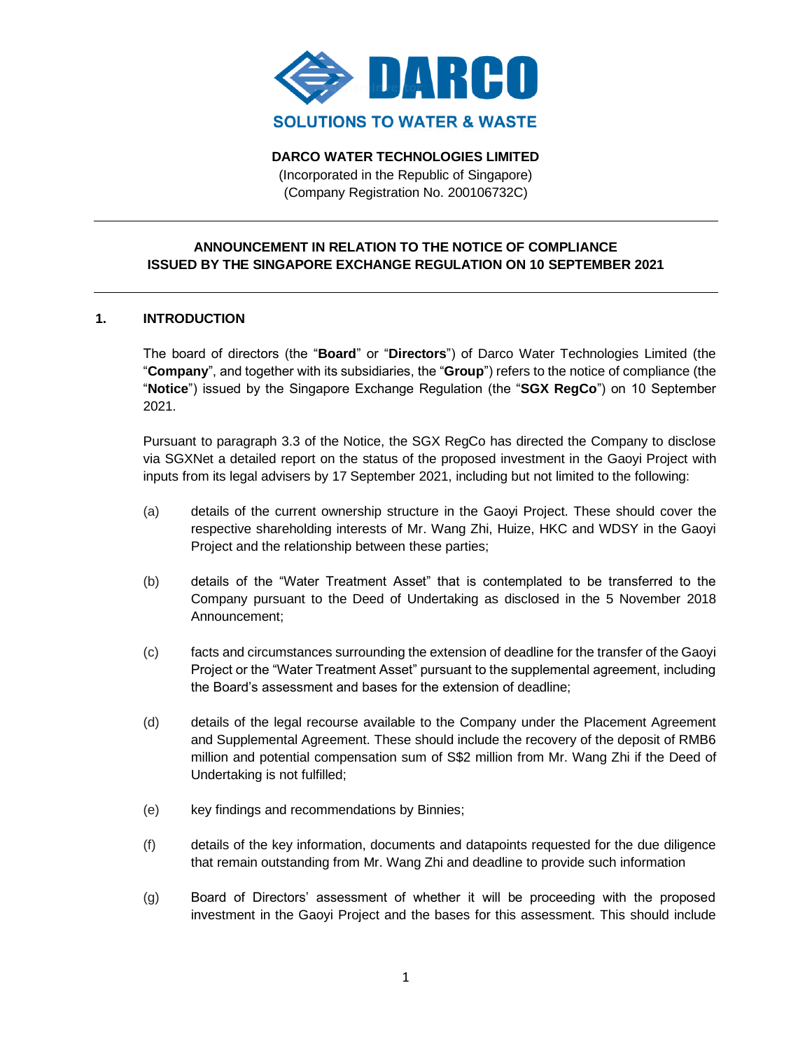**DARCO WATER TECHNOLOGIES LIMITED**
(Incorporated in the Republic of Singapore)
(Company Registration No. 200106732C)

---

**ANNOUNCEMENT IN RELATION TO THE NOTICE OF COMPLIANCE ISSUED BY THE SINGAPORE EXCHANGE REGULATION ON 10 SEPTEMBER 2021**

---

## 1. INTRODUCTION

The board of directors (the "**Board**" or "**Directors**") of Darco Water Technologies Limited (the "**Company**", and together with its subsidiaries, the "**Group**") refers to the notice of compliance (the "**Notice**") issued by the Singapore Exchange Regulation (the "**SGX RegCo**") on 10 September 2021.

Pursuant to paragraph 3.3 of the Notice, the SGX RegCo has directed the Company to disclose via SGXNet a detailed report on the status of the proposed investment in the Gaoyi Project with inputs from its legal advisers by 17 September 2021, including but not limited to the following:

(a) details of the current ownership structure in the Gaoyi Project. These should cover the respective shareholding interests of Mr. Wang Zhi, Huize, HKC and WDSY in the Gaoyi Project and the relationship between these parties;

(b) details of the "Water Treatment Asset" that is contemplated to be transferred to the Company pursuant to the Deed of Undertaking as disclosed in the 5 November 2018 Announcement;

(c) facts and circumstances surrounding the extension of deadline for the transfer of the Gaoyi Project or the "Water Treatment Asset" pursuant to the supplemental agreement, including the Board's assessment and bases for the extension of deadline;

(d) details of the legal recourse available to the Company under the Placement Agreement and Supplemental Agreement. These should include the recovery of the deposit of RMB6 million and potential compensation sum of S$2 million from Mr. Wang Zhi if the Deed of Undertaking is not fulfilled;

(e) key findings and recommendations by Binnies;

(f) details of the key information, documents and datapoints requested for the due diligence that remain outstanding from Mr. Wang Zhi and deadline to provide such information

(g) Board of Directors' assessment of whether it will be proceeding with the proposed investment in the Gaoyi Project and the bases for this assessment. This should include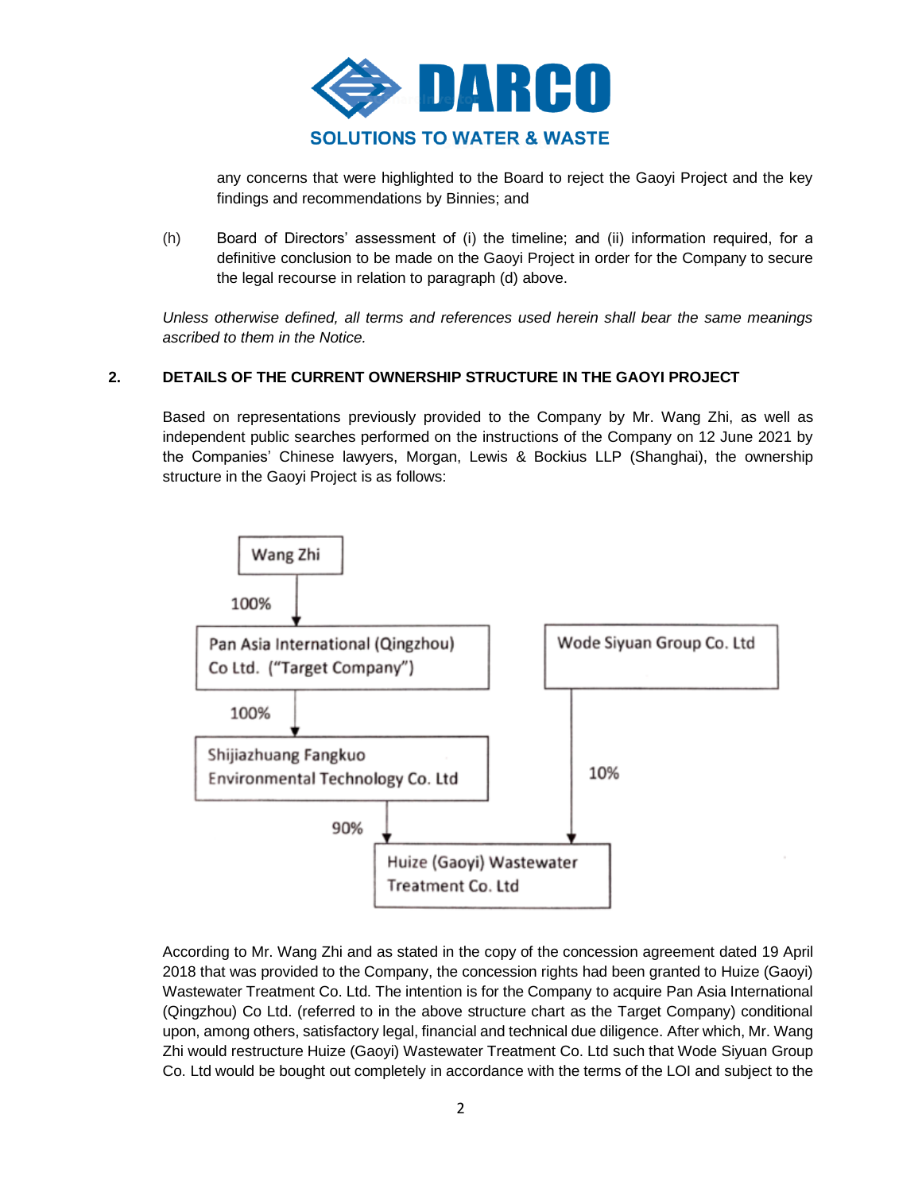any concerns that were highlighted to the Board to reject the Gaoyi Project and the key findings and recommendations by Binnies; and

(h) Board of Directors' assessment of (i) the timeline; and (ii) information required, for a definitive conclusion to be made on the Gaoyi Project in order for the Company to secure the legal recourse in relation to paragraph (d) above.

*Unless otherwise defined, all terms and references used herein shall bear the same meanings ascribed to them in the Notice.*

## 2. DETAILS OF THE CURRENT OWNERSHIP STRUCTURE IN THE GAOYI PROJECT

Based on representations previously provided to the Company by Mr. Wang Zhi, as well as independent public searches performed on the instructions of the Company on 12 June 2021 by the Companies' Chinese lawyers, Morgan, Lewis & Bockius LLP (Shanghai), the ownership structure in the Gaoyi Project is as follows:

- Wang Zhi
  - 100% → Pan Asia International (Qingzhou) Co Ltd. ("Target Company")
    - 100% → Shijiazhuang Fangkuo Environmental Technology Co. Ltd
      - 90% → Huize (Gaoyi) Wastewater Treatment Co. Ltd
- Wode Siyuan Group Co. Ltd
  - 10% → Huize (Gaoyi) Wastewater Treatment Co. Ltd

According to Mr. Wang Zhi and as stated in the copy of the concession agreement dated 19 April 2018 that was provided to the Company, the concession rights had been granted to Huize (Gaoyi) Wastewater Treatment Co. Ltd. The intention is for the Company to acquire Pan Asia International (Qingzhou) Co Ltd. (referred to in the above structure chart as the Target Company) conditional upon, among others, satisfactory legal, financial and technical due diligence. After which, Mr. Wang Zhi would restructure Huize (Gaoyi) Wastewater Treatment Co. Ltd such that Wode Siyuan Group Co. Ltd would be bought out completely in accordance with the terms of the LOI and subject to the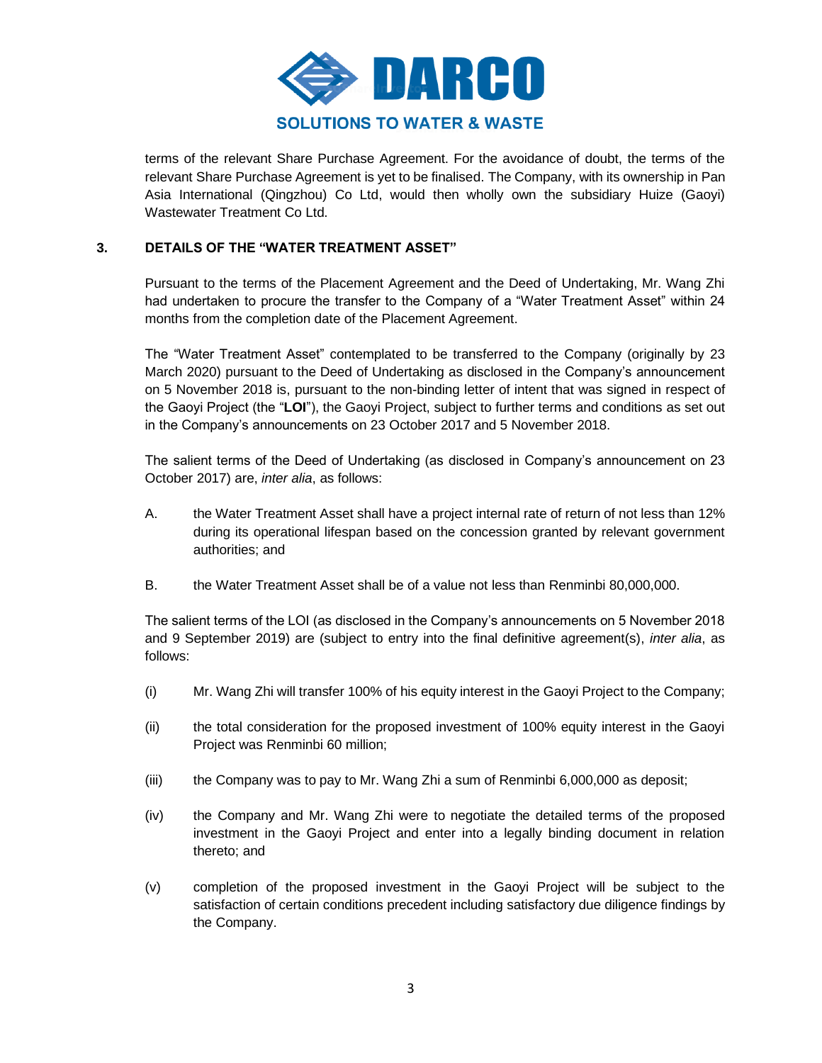terms of the relevant Share Purchase Agreement. For the avoidance of doubt, the terms of the relevant Share Purchase Agreement is yet to be finalised. The Company, with its ownership in Pan Asia International (Qingzhou) Co Ltd, would then wholly own the subsidiary Huize (Gaoyi) Wastewater Treatment Co Ltd.

## 3. DETAILS OF THE "WATER TREATMENT ASSET"

Pursuant to the terms of the Placement Agreement and the Deed of Undertaking, Mr. Wang Zhi had undertaken to procure the transfer to the Company of a "Water Treatment Asset" within 24 months from the completion date of the Placement Agreement.

The "Water Treatment Asset" contemplated to be transferred to the Company (originally by 23 March 2020) pursuant to the Deed of Undertaking as disclosed in the Company's announcement on 5 November 2018 is, pursuant to the non-binding letter of intent that was signed in respect of the Gaoyi Project (the "**LOI**"), the Gaoyi Project, subject to further terms and conditions as set out in the Company's announcements on 23 October 2017 and 5 November 2018.

The salient terms of the Deed of Undertaking (as disclosed in Company's announcement on 23 October 2017) are, *inter alia*, as follows:

A. the Water Treatment Asset shall have a project internal rate of return of not less than 12% during its operational lifespan based on the concession granted by relevant government authorities; and

B. the Water Treatment Asset shall be of a value not less than Renminbi 80,000,000.

The salient terms of the LOI (as disclosed in the Company's announcements on 5 November 2018 and 9 September 2019) are (subject to entry into the final definitive agreement(s), *inter alia*, as follows:

(i) Mr. Wang Zhi will transfer 100% of his equity interest in the Gaoyi Project to the Company;

(ii) the total consideration for the proposed investment of 100% equity interest in the Gaoyi Project was Renminbi 60 million;

(iii) the Company was to pay to Mr. Wang Zhi a sum of Renminbi 6,000,000 as deposit;

(iv) the Company and Mr. Wang Zhi were to negotiate the detailed terms of the proposed investment in the Gaoyi Project and enter into a legally binding document in relation thereto; and

(v) completion of the proposed investment in the Gaoyi Project will be subject to the satisfaction of certain conditions precedent including satisfactory due diligence findings by the Company.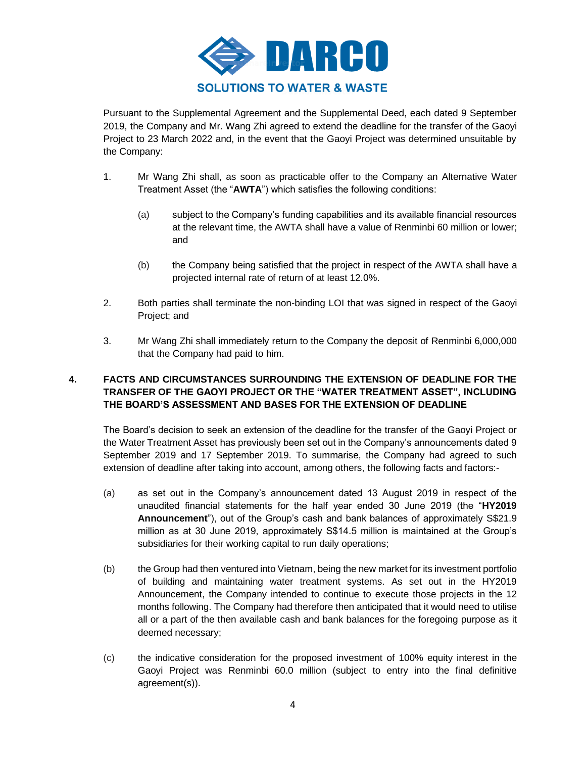Pursuant to the Supplemental Agreement and the Supplemental Deed, each dated 9 September 2019, the Company and Mr. Wang Zhi agreed to extend the deadline for the transfer of the Gaoyi Project to 23 March 2022 and, in the event that the Gaoyi Project was determined unsuitable by the Company:

1. Mr Wang Zhi shall, as soon as practicable offer to the Company an Alternative Water Treatment Asset (the "**AWTA**") which satisfies the following conditions:

   (a) subject to the Company's funding capabilities and its available financial resources at the relevant time, the AWTA shall have a value of Renminbi 60 million or lower; and

   (b) the Company being satisfied that the project in respect of the AWTA shall have a projected internal rate of return of at least 12.0%.

2. Both parties shall terminate the non-binding LOI that was signed in respect of the Gaoyi Project; and

3. Mr Wang Zhi shall immediately return to the Company the deposit of Renminbi 6,000,000 that the Company had paid to him.

## 4. FACTS AND CIRCUMSTANCES SURROUNDING THE EXTENSION OF DEADLINE FOR THE TRANSFER OF THE GAOYI PROJECT OR THE "WATER TREATMENT ASSET", INCLUDING THE BOARD'S ASSESSMENT AND BASES FOR THE EXTENSION OF DEADLINE

The Board's decision to seek an extension of the deadline for the transfer of the Gaoyi Project or the Water Treatment Asset has previously been set out in the Company's announcements dated 9 September 2019 and 17 September 2019. To summarise, the Company had agreed to such extension of deadline after taking into account, among others, the following facts and factors:-

(a) as set out in the Company's announcement dated 13 August 2019 in respect of the unaudited financial statements for the half year ended 30 June 2019 (the "**HY2019 Announcement**"), out of the Group's cash and bank balances of approximately S$21.9 million as at 30 June 2019, approximately S$14.5 million is maintained at the Group's subsidiaries for their working capital to run daily operations;

(b) the Group had then ventured into Vietnam, being the new market for its investment portfolio of building and maintaining water treatment systems. As set out in the HY2019 Announcement, the Company intended to continue to execute those projects in the 12 months following. The Company had therefore then anticipated that it would need to utilise all or a part of the then available cash and bank balances for the foregoing purpose as it deemed necessary;

(c) the indicative consideration for the proposed investment of 100% equity interest in the Gaoyi Project was Renminbi 60.0 million (subject to entry into the final definitive agreement(s)).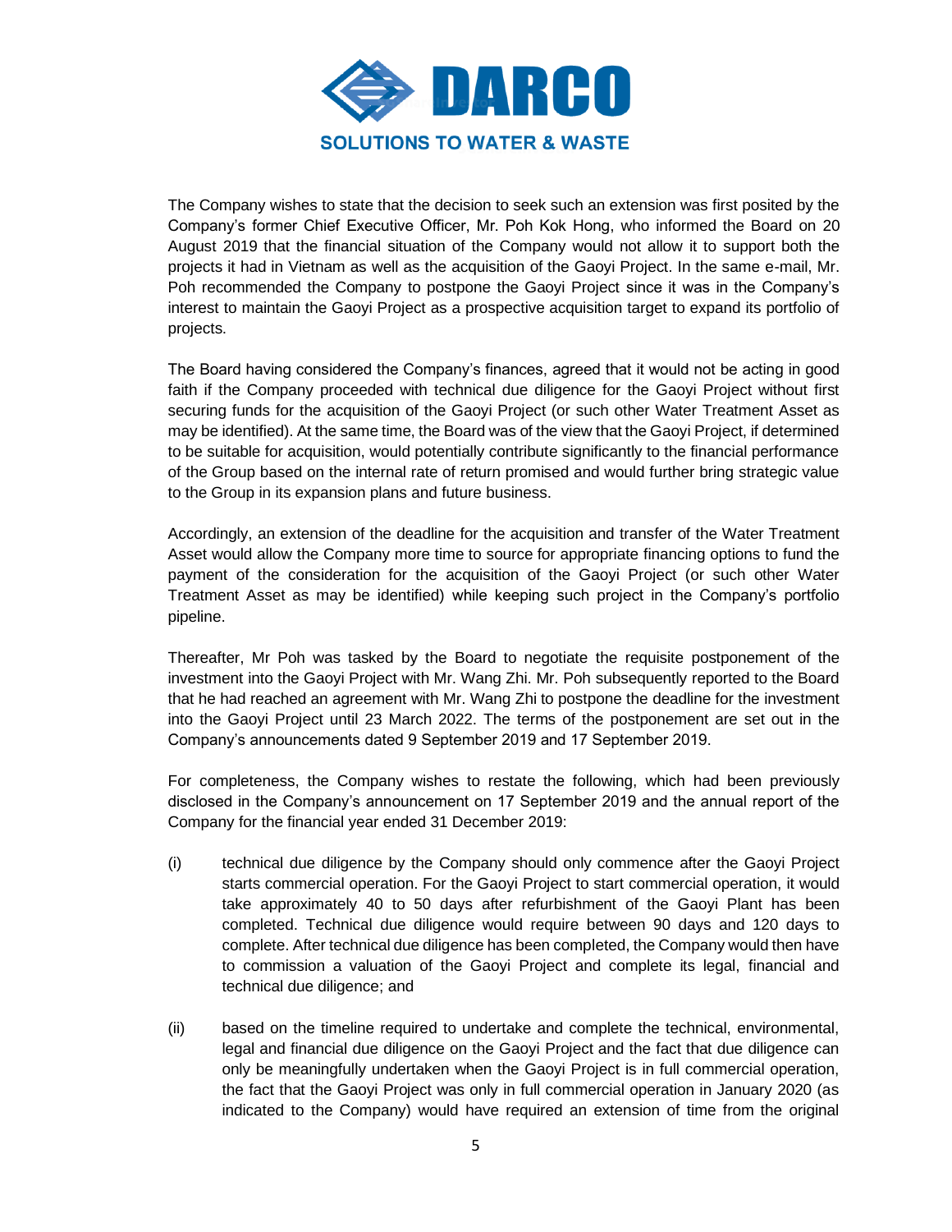The Company wishes to state that the decision to seek such an extension was first posited by the Company's former Chief Executive Officer, Mr. Poh Kok Hong, who informed the Board on 20 August 2019 that the financial situation of the Company would not allow it to support both the projects it had in Vietnam as well as the acquisition of the Gaoyi Project. In the same e-mail, Mr. Poh recommended the Company to postpone the Gaoyi Project since it was in the Company's interest to maintain the Gaoyi Project as a prospective acquisition target to expand its portfolio of projects.

The Board having considered the Company's finances, agreed that it would not be acting in good faith if the Company proceeded with technical due diligence for the Gaoyi Project without first securing funds for the acquisition of the Gaoyi Project (or such other Water Treatment Asset as may be identified). At the same time, the Board was of the view that the Gaoyi Project, if determined to be suitable for acquisition, would potentially contribute significantly to the financial performance of the Group based on the internal rate of return promised and would further bring strategic value to the Group in its expansion plans and future business.

Accordingly, an extension of the deadline for the acquisition and transfer of the Water Treatment Asset would allow the Company more time to source for appropriate financing options to fund the payment of the consideration for the acquisition of the Gaoyi Project (or such other Water Treatment Asset as may be identified) while keeping such project in the Company's portfolio pipeline.

Thereafter, Mr Poh was tasked by the Board to negotiate the requisite postponement of the investment into the Gaoyi Project with Mr. Wang Zhi. Mr. Poh subsequently reported to the Board that he had reached an agreement with Mr. Wang Zhi to postpone the deadline for the investment into the Gaoyi Project until 23 March 2022. The terms of the postponement are set out in the Company's announcements dated 9 September 2019 and 17 September 2019.

For completeness, the Company wishes to restate the following, which had been previously disclosed in the Company's announcement on 17 September 2019 and the annual report of the Company for the financial year ended 31 December 2019:

(i) technical due diligence by the Company should only commence after the Gaoyi Project starts commercial operation. For the Gaoyi Project to start commercial operation, it would take approximately 40 to 50 days after refurbishment of the Gaoyi Plant has been completed. Technical due diligence would require between 90 days and 120 days to complete. After technical due diligence has been completed, the Company would then have to commission a valuation of the Gaoyi Project and complete its legal, financial and technical due diligence; and

(ii) based on the timeline required to undertake and complete the technical, environmental, legal and financial due diligence on the Gaoyi Project and the fact that due diligence can only be meaningfully undertaken when the Gaoyi Project is in full commercial operation, the fact that the Gaoyi Project was only in full commercial operation in January 2020 (as indicated to the Company) would have required an extension of time from the original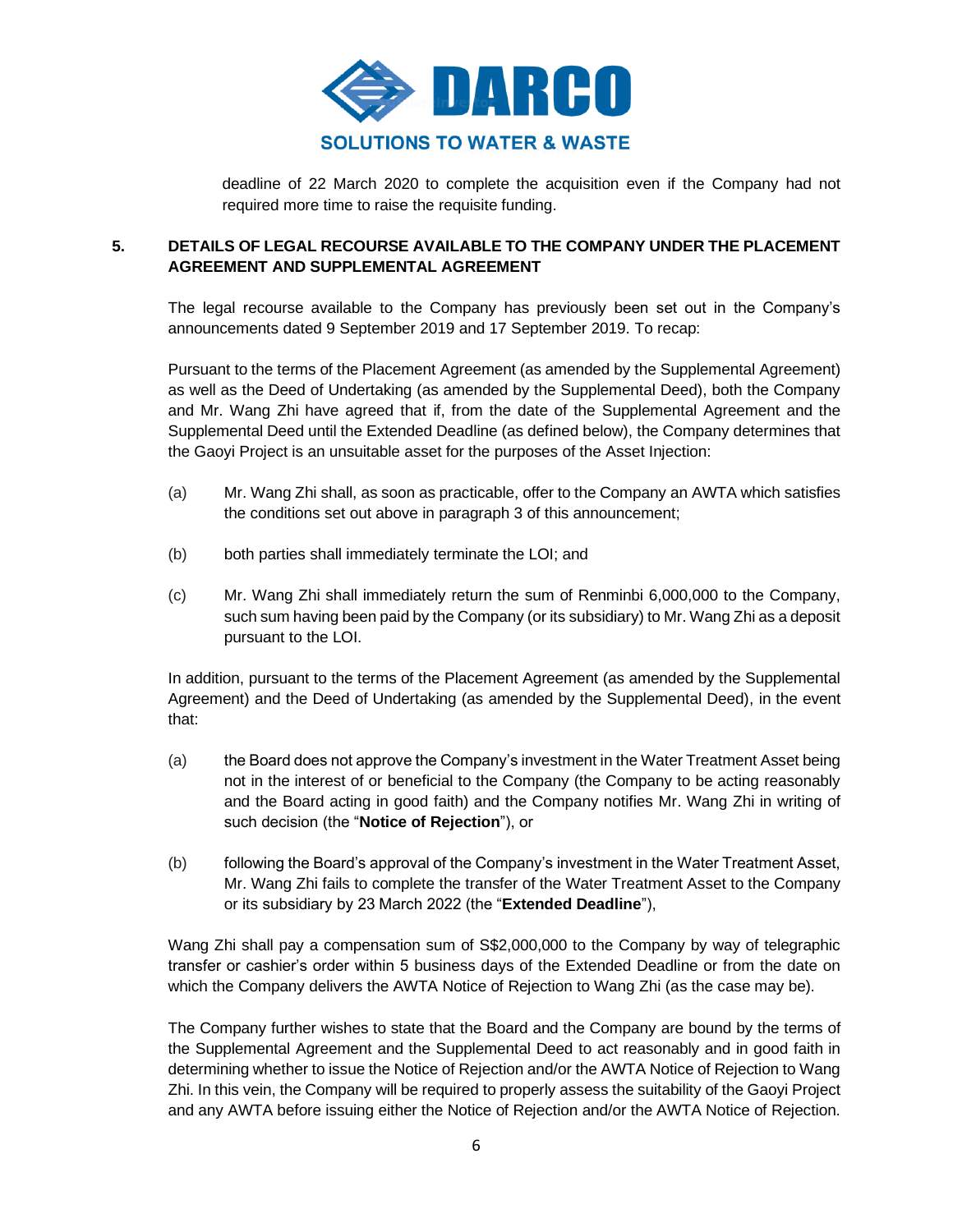deadline of 22 March 2020 to complete the acquisition even if the Company had not required more time to raise the requisite funding.

## 5. DETAILS OF LEGAL RECOURSE AVAILABLE TO THE COMPANY UNDER THE PLACEMENT AGREEMENT AND SUPPLEMENTAL AGREEMENT

The legal recourse available to the Company has previously been set out in the Company's announcements dated 9 September 2019 and 17 September 2019. To recap:

Pursuant to the terms of the Placement Agreement (as amended by the Supplemental Agreement) as well as the Deed of Undertaking (as amended by the Supplemental Deed), both the Company and Mr. Wang Zhi have agreed that if, from the date of the Supplemental Agreement and the Supplemental Deed until the Extended Deadline (as defined below), the Company determines that the Gaoyi Project is an unsuitable asset for the purposes of the Asset Injection:

(a) Mr. Wang Zhi shall, as soon as practicable, offer to the Company an AWTA which satisfies the conditions set out above in paragraph 3 of this announcement;

(b) both parties shall immediately terminate the LOI; and

(c) Mr. Wang Zhi shall immediately return the sum of Renminbi 6,000,000 to the Company, such sum having been paid by the Company (or its subsidiary) to Mr. Wang Zhi as a deposit pursuant to the LOI.

In addition, pursuant to the terms of the Placement Agreement (as amended by the Supplemental Agreement) and the Deed of Undertaking (as amended by the Supplemental Deed), in the event that:

(a) the Board does not approve the Company's investment in the Water Treatment Asset being not in the interest of or beneficial to the Company (the Company to be acting reasonably and the Board acting in good faith) and the Company notifies Mr. Wang Zhi in writing of such decision (the "**Notice of Rejection**"), or

(b) following the Board's approval of the Company's investment in the Water Treatment Asset, Mr. Wang Zhi fails to complete the transfer of the Water Treatment Asset to the Company or its subsidiary by 23 March 2022 (the "**Extended Deadline**"),

Wang Zhi shall pay a compensation sum of S$2,000,000 to the Company by way of telegraphic transfer or cashier's order within 5 business days of the Extended Deadline or from the date on which the Company delivers the AWTA Notice of Rejection to Wang Zhi (as the case may be).

The Company further wishes to state that the Board and the Company are bound by the terms of the Supplemental Agreement and the Supplemental Deed to act reasonably and in good faith in determining whether to issue the Notice of Rejection and/or the AWTA Notice of Rejection to Wang Zhi. In this vein, the Company will be required to properly assess the suitability of the Gaoyi Project and any AWTA before issuing either the Notice of Rejection and/or the AWTA Notice of Rejection.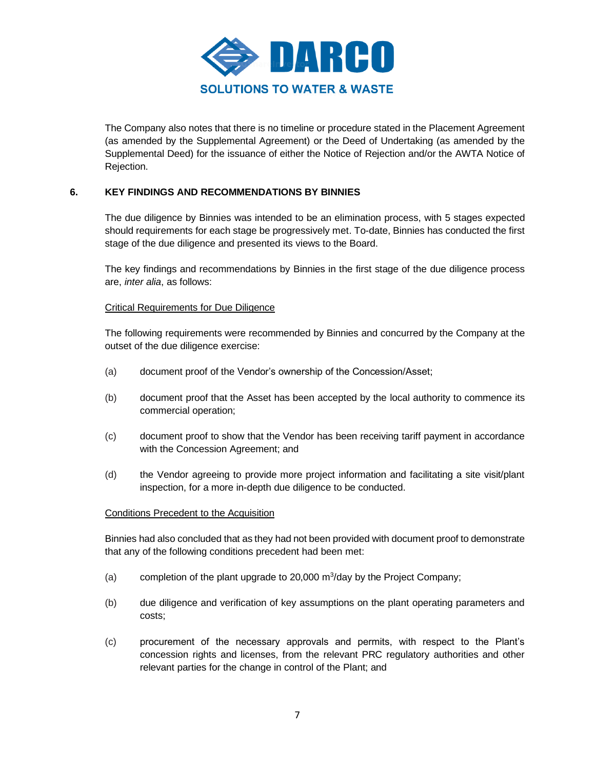The Company also notes that there is no timeline or procedure stated in the Placement Agreement (as amended by the Supplemental Agreement) or the Deed of Undertaking (as amended by the Supplemental Deed) for the issuance of either the Notice of Rejection and/or the AWTA Notice of Rejection.

## 6. KEY FINDINGS AND RECOMMENDATIONS BY BINNIES

The due diligence by Binnies was intended to be an elimination process, with 5 stages expected should requirements for each stage be progressively met. To-date, Binnies has conducted the first stage of the due diligence and presented its views to the Board.

The key findings and recommendations by Binnies in the first stage of the due diligence process are, *inter alia*, as follows:

<u>Critical Requirements for Due Diligence</u>

The following requirements were recommended by Binnies and concurred by the Company at the outset of the due diligence exercise:

(a) document proof of the Vendor's ownership of the Concession/Asset;

(b) document proof that the Asset has been accepted by the local authority to commence its commercial operation;

(c) document proof to show that the Vendor has been receiving tariff payment in accordance with the Concession Agreement; and

(d) the Vendor agreeing to provide more project information and facilitating a site visit/plant inspection, for a more in-depth due diligence to be conducted.

<u>Conditions Precedent to the Acquisition</u>

Binnies had also concluded that as they had not been provided with document proof to demonstrate that any of the following conditions precedent had been met:

(a) completion of the plant upgrade to 20,000 $m^3$/day by the Project Company;

(b) due diligence and verification of key assumptions on the plant operating parameters and costs;

(c) procurement of the necessary approvals and permits, with respect to the Plant's concession rights and licenses, from the relevant PRC regulatory authorities and other relevant parties for the change in control of the Plant; and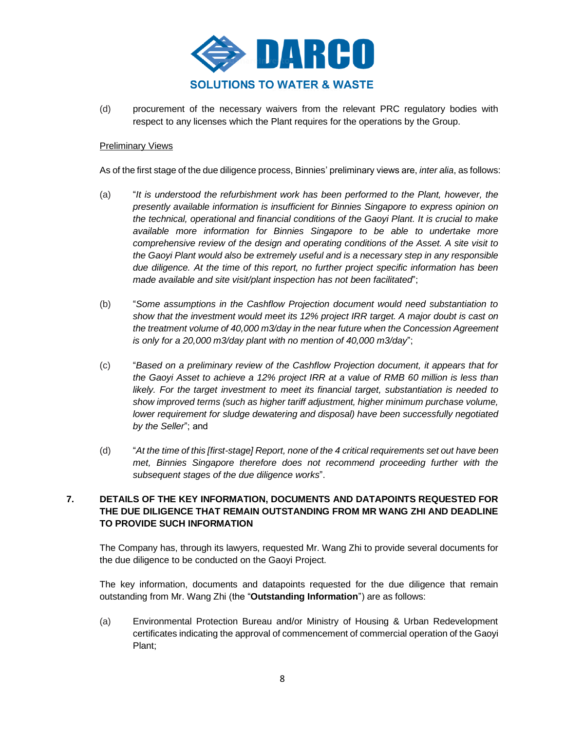(d) procurement of the necessary waivers from the relevant PRC regulatory bodies with respect to any licenses which the Plant requires for the operations by the Group.

Preliminary Views

As of the first stage of the due diligence process, Binnies' preliminary views are, *inter alia*, as follows:

(a) "*It is understood the refurbishment work has been performed to the Plant, however, the presently available information is insufficient for Binnies Singapore to express opinion on the technical, operational and financial conditions of the Gaoyi Plant. It is crucial to make available more information for Binnies Singapore to be able to undertake more comprehensive review of the design and operating conditions of the Asset. A site visit to the Gaoyi Plant would also be extremely useful and is a necessary step in any responsible due diligence. At the time of this report, no further project specific information has been made available and site visit/plant inspection has not been facilitated*";

(b) "*Some assumptions in the Cashflow Projection document would need substantiation to show that the investment would meet its 12% project IRR target. A major doubt is cast on the treatment volume of 40,000 m3/day in the near future when the Concession Agreement is only for a 20,000 m3/day plant with no mention of 40,000 m3/day*";

(c) "*Based on a preliminary review of the Cashflow Projection document, it appears that for the Gaoyi Asset to achieve a 12% project IRR at a value of RMB 60 million is less than likely. For the target investment to meet its financial target, substantiation is needed to show improved terms (such as higher tariff adjustment, higher minimum purchase volume, lower requirement for sludge dewatering and disposal) have been successfully negotiated by the Seller*"; and

(d) "*At the time of this [first-stage] Report, none of the 4 critical requirements set out have been met, Binnies Singapore therefore does not recommend proceeding further with the subsequent stages of the due diligence works*".

## 7. DETAILS OF THE KEY INFORMATION, DOCUMENTS AND DATAPOINTS REQUESTED FOR THE DUE DILIGENCE THAT REMAIN OUTSTANDING FROM MR WANG ZHI AND DEADLINE TO PROVIDE SUCH INFORMATION

The Company has, through its lawyers, requested Mr. Wang Zhi to provide several documents for the due diligence to be conducted on the Gaoyi Project.

The key information, documents and datapoints requested for the due diligence that remain outstanding from Mr. Wang Zhi (the "**Outstanding Information**") are as follows:

(a) Environmental Protection Bureau and/or Ministry of Housing & Urban Redevelopment certificates indicating the approval of commencement of commercial operation of the Gaoyi Plant;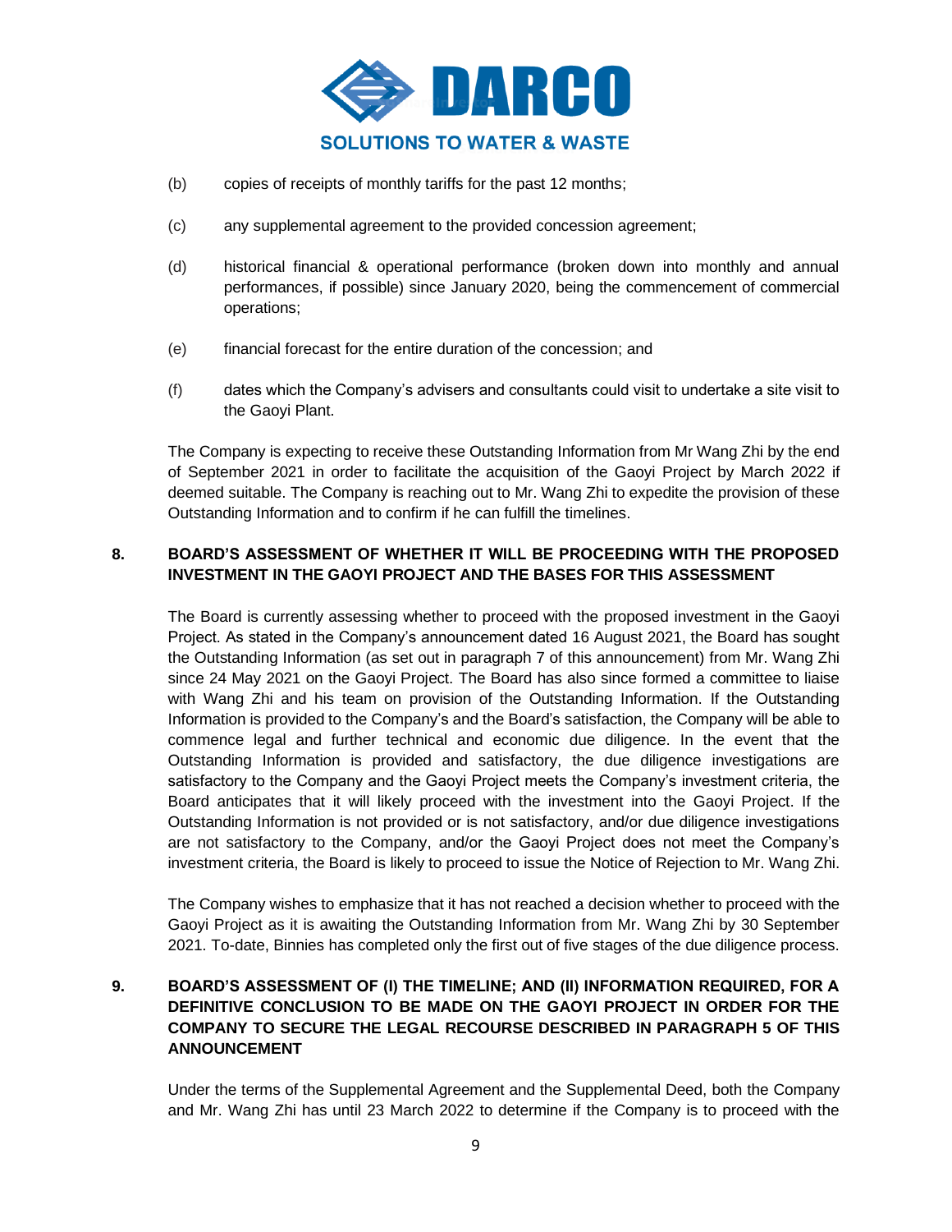(b) copies of receipts of monthly tariffs for the past 12 months;

(c) any supplemental agreement to the provided concession agreement;

(d) historical financial & operational performance (broken down into monthly and annual performances, if possible) since January 2020, being the commencement of commercial operations;

(e) financial forecast for the entire duration of the concession; and

(f) dates which the Company's advisers and consultants could visit to undertake a site visit to the Gaoyi Plant.

The Company is expecting to receive these Outstanding Information from Mr Wang Zhi by the end of September 2021 in order to facilitate the acquisition of the Gaoyi Project by March 2022 if deemed suitable. The Company is reaching out to Mr. Wang Zhi to expedite the provision of these Outstanding Information and to confirm if he can fulfill the timelines.

## 8. BOARD'S ASSESSMENT OF WHETHER IT WILL BE PROCEEDING WITH THE PROPOSED INVESTMENT IN THE GAOYI PROJECT AND THE BASES FOR THIS ASSESSMENT

The Board is currently assessing whether to proceed with the proposed investment in the Gaoyi Project. As stated in the Company's announcement dated 16 August 2021, the Board has sought the Outstanding Information (as set out in paragraph 7 of this announcement) from Mr. Wang Zhi since 24 May 2021 on the Gaoyi Project. The Board has also since formed a committee to liaise with Wang Zhi and his team on provision of the Outstanding Information. If the Outstanding Information is provided to the Company's and the Board's satisfaction, the Company will be able to commence legal and further technical and economic due diligence. In the event that the Outstanding Information is provided and satisfactory, the due diligence investigations are satisfactory to the Company and the Gaoyi Project meets the Company's investment criteria, the Board anticipates that it will likely proceed with the investment into the Gaoyi Project. If the Outstanding Information is not provided or is not satisfactory, and/or due diligence investigations are not satisfactory to the Company, and/or the Gaoyi Project does not meet the Company's investment criteria, the Board is likely to proceed to issue the Notice of Rejection to Mr. Wang Zhi.

The Company wishes to emphasize that it has not reached a decision whether to proceed with the Gaoyi Project as it is awaiting the Outstanding Information from Mr. Wang Zhi by 30 September 2021. To-date, Binnies has completed only the first out of five stages of the due diligence process.

## 9. BOARD'S ASSESSMENT OF (I) THE TIMELINE; AND (II) INFORMATION REQUIRED, FOR A DEFINITIVE CONCLUSION TO BE MADE ON THE GAOYI PROJECT IN ORDER FOR THE COMPANY TO SECURE THE LEGAL RECOURSE DESCRIBED IN PARAGRAPH 5 OF THIS ANNOUNCEMENT

Under the terms of the Supplemental Agreement and the Supplemental Deed, both the Company and Mr. Wang Zhi has until 23 March 2022 to determine if the Company is to proceed with the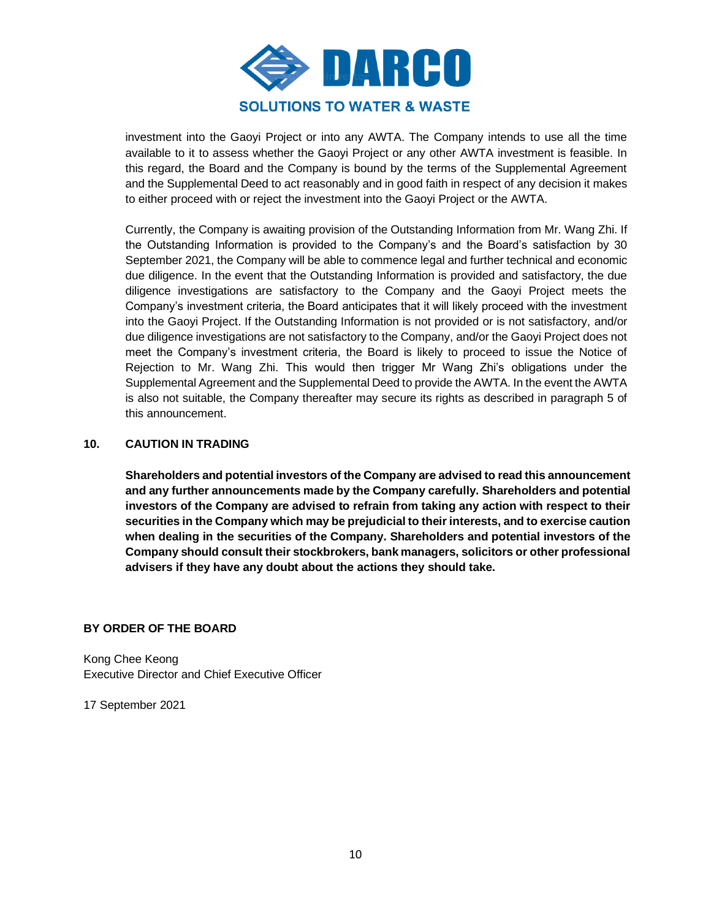investment into the Gaoyi Project or into any AWTA. The Company intends to use all the time available to it to assess whether the Gaoyi Project or any other AWTA investment is feasible. In this regard, the Board and the Company is bound by the terms of the Supplemental Agreement and the Supplemental Deed to act reasonably and in good faith in respect of any decision it makes to either proceed with or reject the investment into the Gaoyi Project or the AWTA.

Currently, the Company is awaiting provision of the Outstanding Information from Mr. Wang Zhi. If the Outstanding Information is provided to the Company's and the Board's satisfaction by 30 September 2021, the Company will be able to commence legal and further technical and economic due diligence. In the event that the Outstanding Information is provided and satisfactory, the due diligence investigations are satisfactory to the Company and the Gaoyi Project meets the Company's investment criteria, the Board anticipates that it will likely proceed with the investment into the Gaoyi Project. If the Outstanding Information is not provided or is not satisfactory, and/or due diligence investigations are not satisfactory to the Company, and/or the Gaoyi Project does not meet the Company's investment criteria, the Board is likely to proceed to issue the Notice of Rejection to Mr. Wang Zhi. This would then trigger Mr Wang Zhi's obligations under the Supplemental Agreement and the Supplemental Deed to provide the AWTA. In the event the AWTA is also not suitable, the Company thereafter may secure its rights as described in paragraph 5 of this announcement.

## 10. CAUTION IN TRADING

**Shareholders and potential investors of the Company are advised to read this announcement and any further announcements made by the Company carefully. Shareholders and potential investors of the Company are advised to refrain from taking any action with respect to their securities in the Company which may be prejudicial to their interests, and to exercise caution when dealing in the securities of the Company. Shareholders and potential investors of the Company should consult their stockbrokers, bank managers, solicitors or other professional advisers if they have any doubt about the actions they should take.**

**BY ORDER OF THE BOARD**

Kong Chee Keong
Executive Director and Chief Executive Officer

17 September 2021